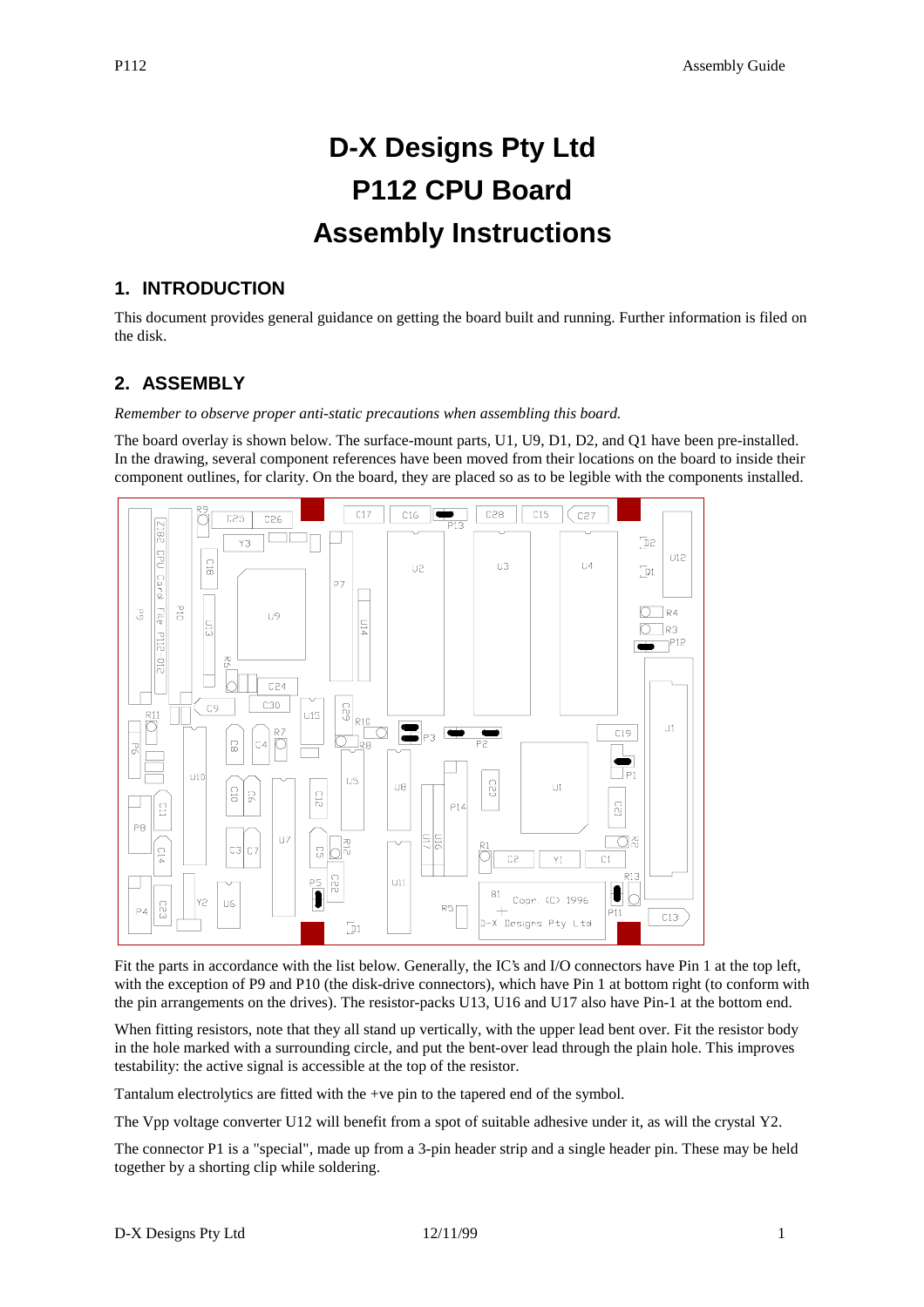# D-X Designs Pty Ltd
# P112 CPU Board
# Assembly Instructions

## 1. INTRODUCTION

This document provides general guidance on getting the board built and running. Further information is filed on the disk.

## 2. ASSEMBLY

*Remember to observe proper anti-static precautions when assembling this board.*

The board overlay is shown below. The surface-mount parts, U1, U9, D1, D2, and Q1 have been pre-installed. In the drawing, several component references have been moved from their locations on the board to inside their component outlines, for clarity. On the board, they are placed so as to be legible with the components installed.

Fit the parts in accordance with the list below. Generally, the IC's and I/O connectors have Pin 1 at the top left, with the exception of P9 and P10 (the disk-drive connectors), which have Pin 1 at bottom right (to conform with the pin arrangements on the drives). The resistor-packs U13, U16 and U17 also have Pin-1 at the bottom end.

When fitting resistors, note that they all stand up vertically, with the upper lead bent over. Fit the resistor body in the hole marked with a surrounding circle, and put the bent-over lead through the plain hole. This improves testability: the active signal is accessible at the top of the resistor.

Tantalum electrolytics are fitted with the +ve pin to the tapered end of the symbol.

The Vpp voltage converter U12 will benefit from a spot of suitable adhesive under it, as will the crystal Y2.

The connector P1 is a "special", made up from a 3-pin header strip and a single header pin. These may be held together by a shorting clip while soldering.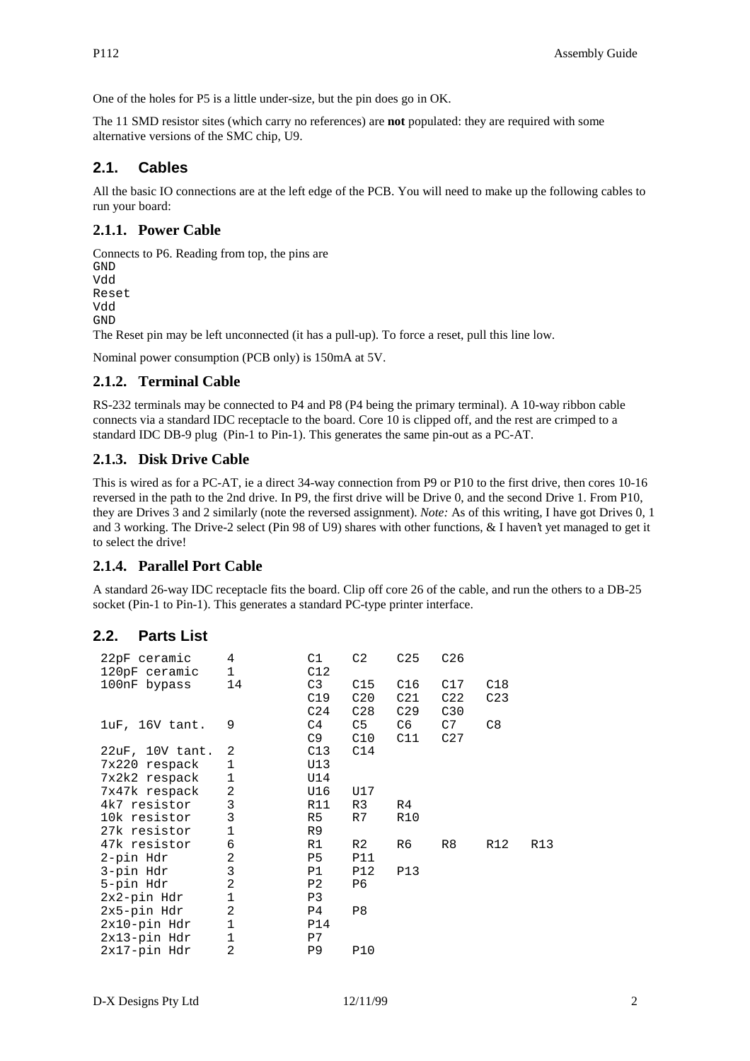One of the holes for P5 is a little under-size, but the pin does go in OK.

The 11 SMD resistor sites (which carry no references) are **not** populated: they are required with some alternative versions of the SMC chip, U9.

## 2.1. Cables

All the basic IO connections are at the left edge of the PCB. You will need to make up the following cables to run your board:

### 2.1.1. Power Cable

Connects to P6. Reading from top, the pins are

```
GND
Vdd
Reset
Vdd
GND
```

The Reset pin may be left unconnected (it has a pull-up). To force a reset, pull this line low.

Nominal power consumption (PCB only) is 150mA at 5V.

### 2.1.2. Terminal Cable

RS-232 terminals may be connected to P4 and P8 (P4 being the primary terminal). A 10-way ribbon cable connects via a standard IDC receptacle to the board. Core 10 is clipped off, and the rest are crimped to a standard IDC DB-9 plug (Pin-1 to Pin-1). This generates the same pin-out as a PC-AT.

### 2.1.3. Disk Drive Cable

This is wired as for a PC-AT, ie a direct 34-way connection from P9 or P10 to the first drive, then cores 10-16 reversed in the path to the 2nd drive. In P9, the first drive will be Drive 0, and the second Drive 1. From P10, they are Drives 3 and 2 similarly (note the reversed assignment). *Note:* As of this writing, I have got Drives 0, 1 and 3 working. The Drive-2 select (Pin 98 of U9) shares with other functions, & I haven't yet managed to get it to select the drive!

### 2.1.4. Parallel Port Cable

A standard 26-way IDC receptacle fits the board. Clip off core 26 of the cable, and run the others to a DB-25 socket (Pin-1 to Pin-1). This generates a standard PC-type printer interface.

## 2.2. Parts List

| Part | Qty | References | | | | | |
|---|---|---|---|---|---|---|---|
| 22pF ceramic | 4 | C1 | C2 | C25 | C26 | | |
| 120pF ceramic | 1 | C12 | | | | | |
| 100nF bypass | 14 | C3 | C15 | C16 | C17 | C18 | |
| | | C19 | C20 | C21 | C22 | C23 | |
| | | C24 | C28 | C29 | C30 | | |
| 1uF, 16V tant. | 9 | C4 | C5 | C6 | C7 | C8 | |
| | | C9 | C10 | C11 | C27 | | |
| 22uF, 10V tant. | 2 | C13 | C14 | | | | |
| 7x220 respack | 1 | U13 | | | | | |
| 7x2k2 respack | 1 | U14 | | | | | |
| 7x47k respack | 2 | U16 | U17 | | | | |
| 4k7 resistor | 3 | R11 | R3 | R4 | | | |
| 10k resistor | 3 | R5 | R7 | R10 | | | |
| 27k resistor | 1 | R9 | | | | | |
| 47k resistor | 6 | R1 | R2 | R6 | R8 | R12 | R13 |
| 2-pin Hdr | 2 | P5 | P11 | | | | |
| 3-pin Hdr | 3 | P1 | P12 | P13 | | | |
| 5-pin Hdr | 2 | P2 | P6 | | | | |
| 2x2-pin Hdr | 1 | P3 | | | | | |
| 2x5-pin Hdr | 2 | P4 | P8 | | | | |
| 2x10-pin Hdr | 1 | P14 | | | | | |
| 2x13-pin Hdr | 1 | P7 | | | | | |
| 2x17-pin Hdr | 2 | P9 | P10 | | | | |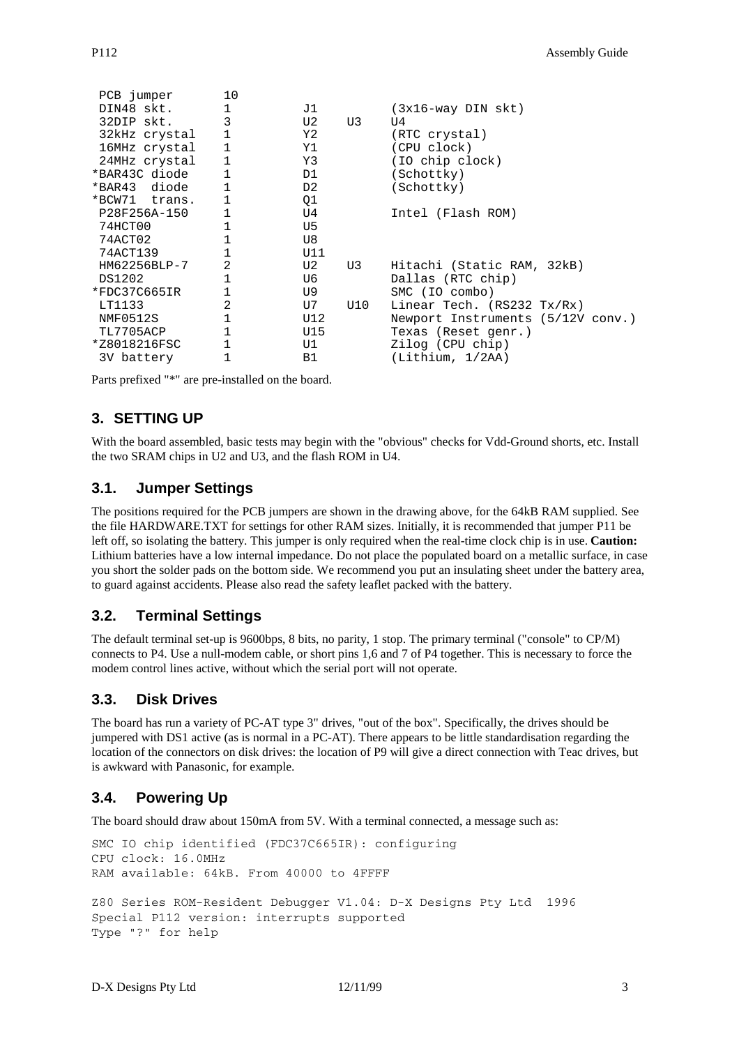```
 PCB jumper       10
 DIN48 skt.       1          J1              (3x16-way DIN skt)
 32DIP skt.       3          U2     U3      U4
 32kHz crystal    1          Y2              (RTC crystal)
 16MHz crystal    1          Y1              (CPU clock)
 24MHz crystal    1          Y3              (IO chip clock)
*BAR43C diode     1          D1              (Schottky)
*BAR43  diode     1          D2              (Schottky)
*BCW71  trans.    1          Q1
 P28F256A-150     1          U4              Intel (Flash ROM)
 74HCT00          1          U5
 74ACT02          1          U8
 74ACT139         1          U11
 HM62256BLP-7     2          U2     U3       Hitachi (Static RAM, 32kB)
 DS1202           1          U6              Dallas (RTC chip)
*FDC37C665IR      1          U9              SMC (IO combo)
 LT1133           2          U7     U10      Linear Tech. (RS232 Tx/Rx)
 NMF0512S         1          U12             Newport Instruments (5/12V conv.)
 TL7705ACP        1          U15             Texas (Reset genr.)
*Z8018216FSC      1          U1              Zilog (CPU chip)
 3V battery       1          B1              (Lithium, 1/2AA)
```

Parts prefixed "*" are pre-installed on the board.

## 3. SETTING UP

With the board assembled, basic tests may begin with the "obvious" checks for Vdd-Ground shorts, etc. Install the two SRAM chips in U2 and U3, and the flash ROM in U4.

### 3.1. Jumper Settings

The positions required for the PCB jumpers are shown in the drawing above, for the 64kB RAM supplied. See the file HARDWARE.TXT for settings for other RAM sizes. Initially, it is recommended that jumper P11 be left off, so isolating the battery. This jumper is only required when the real-time clock chip is in use. **Caution:** Lithium batteries have a low internal impedance. Do not place the populated board on a metallic surface, in case you short the solder pads on the bottom side. We recommend you put an insulating sheet under the battery area, to guard against accidents. Please also read the safety leaflet packed with the battery.

### 3.2. Terminal Settings

The default terminal set-up is 9600bps, 8 bits, no parity, 1 stop. The primary terminal ("console" to CP/M) connects to P4. Use a null-modem cable, or short pins 1,6 and 7 of P4 together. This is necessary to force the modem control lines active, without which the serial port will not operate.

### 3.3. Disk Drives

The board has run a variety of PC-AT type 3" drives, "out of the box". Specifically, the drives should be jumpered with DS1 active (as is normal in a PC-AT). There appears to be little standardisation regarding the location of the connectors on disk drives: the location of P9 will give a direct connection with Teac drives, but is awkward with Panasonic, for example.

### 3.4. Powering Up

The board should draw about 150mA from 5V. With a terminal connected, a message such as:

```
SMC IO chip identified (FDC37C665IR): configuring
CPU clock: 16.0MHz
RAM available: 64kB. From 40000 to 4FFFF

Z80 Series ROM-Resident Debugger V1.04: D-X Designs Pty Ltd  1996
Special P112 version: interrupts supported
Type "?" for help
```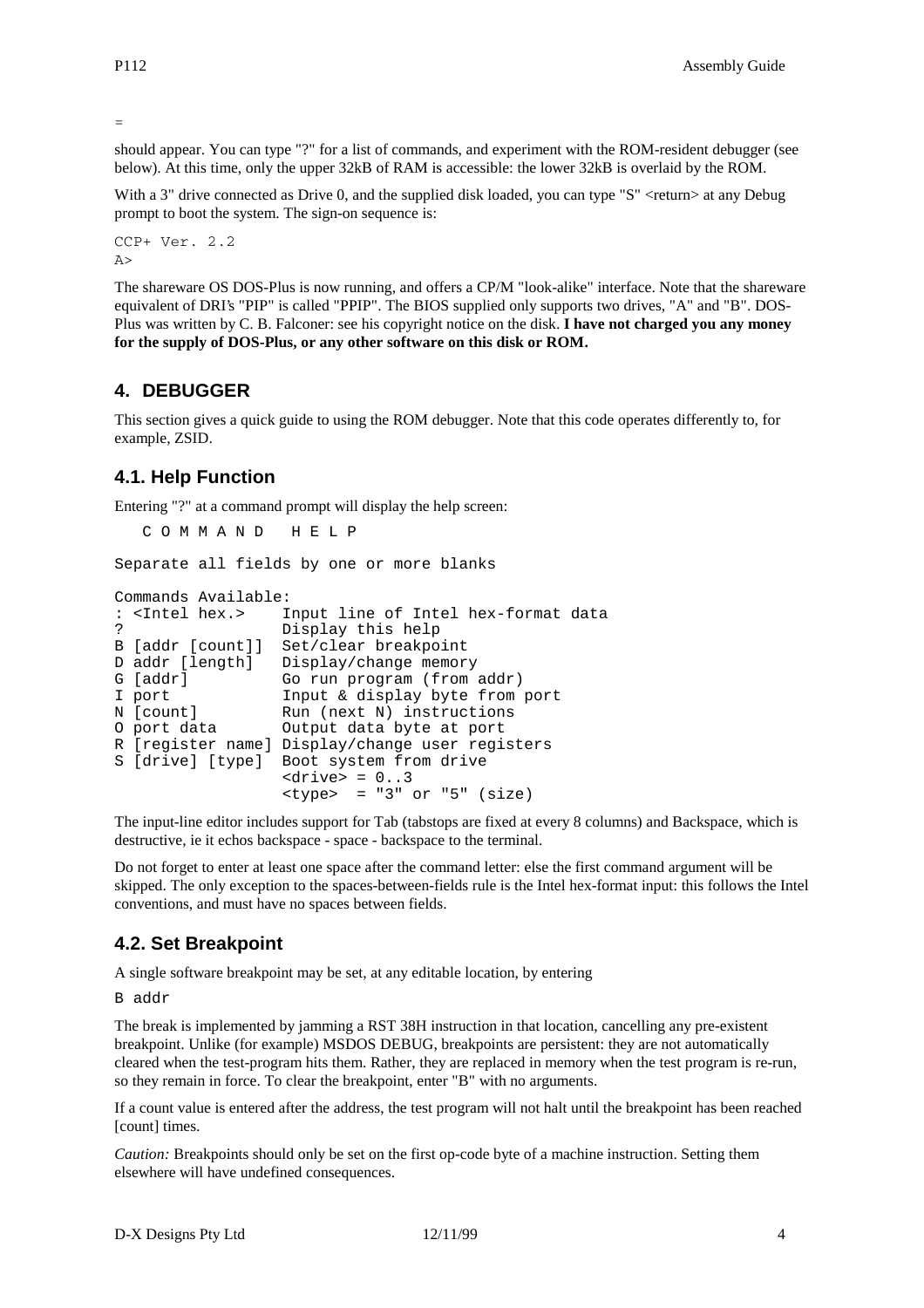```
=
```

should appear. You can type "?" for a list of commands, and experiment with the ROM-resident debugger (see below). At this time, only the upper 32kB of RAM is accessible: the lower 32kB is overlaid by the ROM.

With a 3" drive connected as Drive 0, and the supplied disk loaded, you can type "S" <return> at any Debug prompt to boot the system. The sign-on sequence is:

```
CCP+ Ver. 2.2
A>
```

The shareware OS DOS-Plus is now running, and offers a CP/M "look-alike" interface. Note that the shareware equivalent of DRI's "PIP" is called "PPIP". The BIOS supplied only supports two drives, "A" and "B". DOS-Plus was written by C. B. Falconer: see his copyright notice on the disk. **I have not charged you any money for the supply of DOS-Plus, or any other software on this disk or ROM.**

## 4. DEBUGGER

This section gives a quick guide to using the ROM debugger. Note that this code operates differently to, for example, ZSID.

### 4.1. Help Function

Entering "?" at a command prompt will display the help screen:

```
   C O M M A N D   H E L P

Separate all fields by one or more blanks

Commands Available:
: <Intel hex.>     Input line of Intel hex-format data
?                  Display this help
B [addr [count]]  Set/clear breakpoint
D addr [length]   Display/change memory
G [addr]           Go run program (from addr)
I port             Input & display byte from port
N [count]          Run (next N) instructions
O port data        Output data byte at port
R [register name] Display/change user registers
S [drive] [type]  Boot system from drive
                   <drive> = 0..3
                   <type>  = "3" or "5" (size)
```

The input-line editor includes support for Tab (tabstops are fixed at every 8 columns) and Backspace, which is destructive, ie it echos backspace - space - backspace to the terminal.

Do not forget to enter at least one space after the command letter: else the first command argument will be skipped. The only exception to the spaces-between-fields rule is the Intel hex-format input: this follows the Intel conventions, and must have no spaces between fields.

### 4.2. Set Breakpoint

A single software breakpoint may be set, at any editable location, by entering

```
B addr
```

The break is implemented by jamming a RST 38H instruction in that location, cancelling any pre-existent breakpoint. Unlike (for example) MSDOS DEBUG, breakpoints are persistent: they are not automatically cleared when the test-program hits them. Rather, they are replaced in memory when the test program is re-run, so they remain in force. To clear the breakpoint, enter "B" with no arguments.

If a count value is entered after the address, the test program will not halt until the breakpoint has been reached [count] times.

*Caution:* Breakpoints should only be set on the first op-code byte of a machine instruction. Setting them elsewhere will have undefined consequences.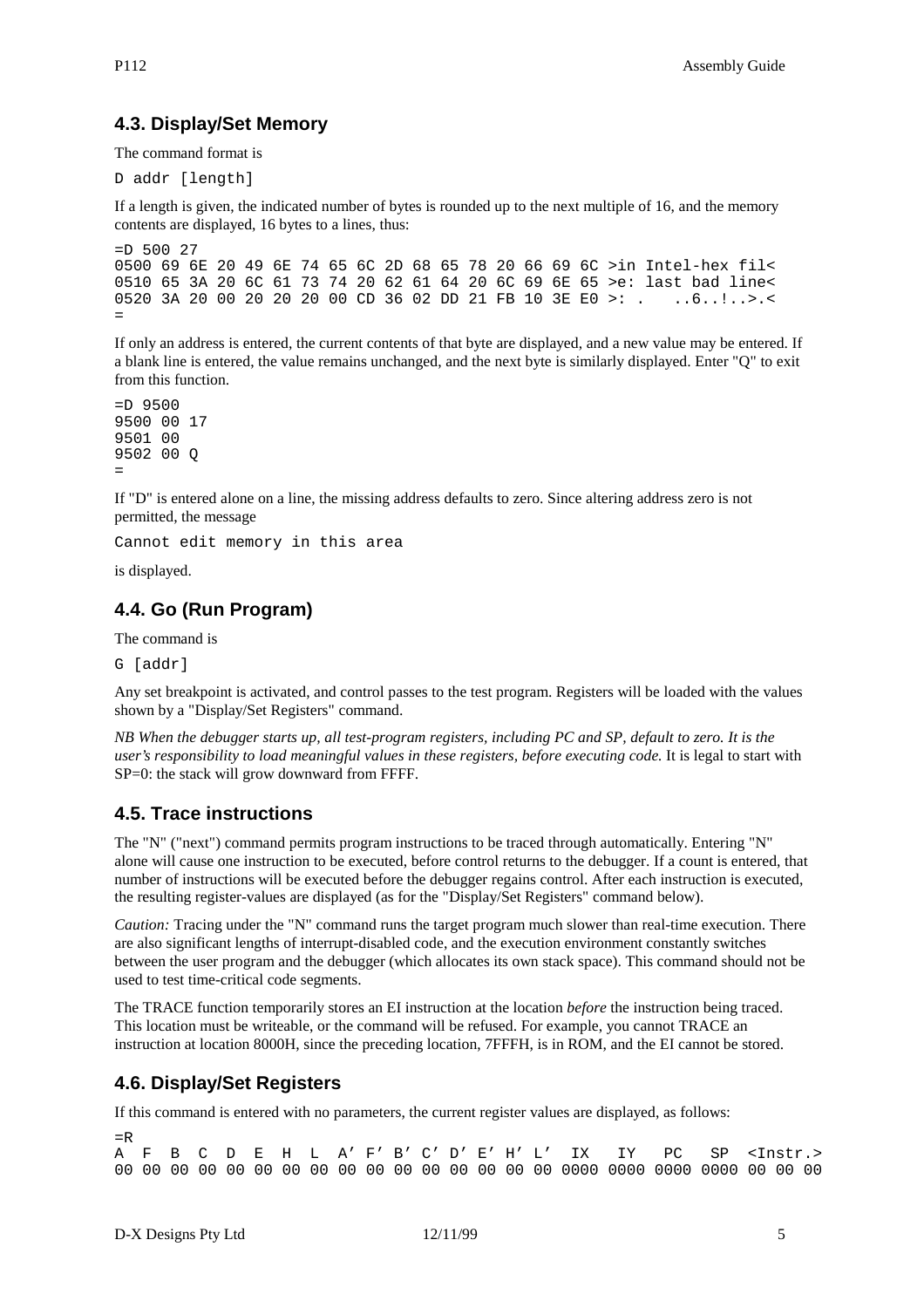## 4.3. Display/Set Memory

The command format is

```
D addr [length]
```

If a length is given, the indicated number of bytes is rounded up to the next multiple of 16, and the memory contents are displayed, 16 bytes to a lines, thus:

```
=D 500 27
0500 69 6E 20 49 6E 74 65 6C 2D 68 65 78 20 66 69 6C >in Intel-hex fil<
0510 65 3A 20 6C 61 73 74 20 62 61 64 20 6C 69 6E 65 >e: last bad line<
0520 3A 20 00 20 20 20 00 CD 36 02 DD 21 FB 10 3E E0 >: .   ..6..!..>.<
=
```

If only an address is entered, the current contents of that byte are displayed, and a new value may be entered. If a blank line is entered, the value remains unchanged, and the next byte is similarly displayed. Enter "Q" to exit from this function.

```
=D 9500
9500 00 17
9501 00
9502 00 Q
=
```

If "D" is entered alone on a line, the missing address defaults to zero. Since altering address zero is not permitted, the message

```
Cannot edit memory in this area
```

is displayed.

## 4.4. Go (Run Program)

The command is

```
G [addr]
```

Any set breakpoint is activated, and control passes to the test program. Registers will be loaded with the values shown by a "Display/Set Registers" command.

*NB When the debugger starts up, all test-program registers, including PC and SP, default to zero. It is the user's responsibility to load meaningful values in these registers, before executing code.* It is legal to start with SP=0: the stack will grow downward from FFFF.

## 4.5. Trace instructions

The "N" ("next") command permits program instructions to be traced through automatically. Entering "N" alone will cause one instruction to be executed, before control returns to the debugger. If a count is entered, that number of instructions will be executed before the debugger regains control. After each instruction is executed, the resulting register-values are displayed (as for the "Display/Set Registers" command below).

*Caution:* Tracing under the "N" command runs the target program much slower than real-time execution. There are also significant lengths of interrupt-disabled code, and the execution environment constantly switches between the user program and the debugger (which allocates its own stack space). This command should not be used to test time-critical code segments.

The TRACE function temporarily stores an EI instruction at the location *before* the instruction being traced. This location must be writeable, or the command will be refused. For example, you cannot TRACE an instruction at location 8000H, since the preceding location, 7FFFH, is in ROM, and the EI cannot be stored.

## 4.6. Display/Set Registers

If this command is entered with no parameters, the current register values are displayed, as follows:

```
=R
A  F  B  C  D  E  H  L  A' F' B' C' D' E' H' L'  IX   IY   PC   SP  <Instr.>
00 00 00 00 00 00 00 00 00 00 00 00 00 00 00 00 0000 0000 0000 0000 00 00 00
```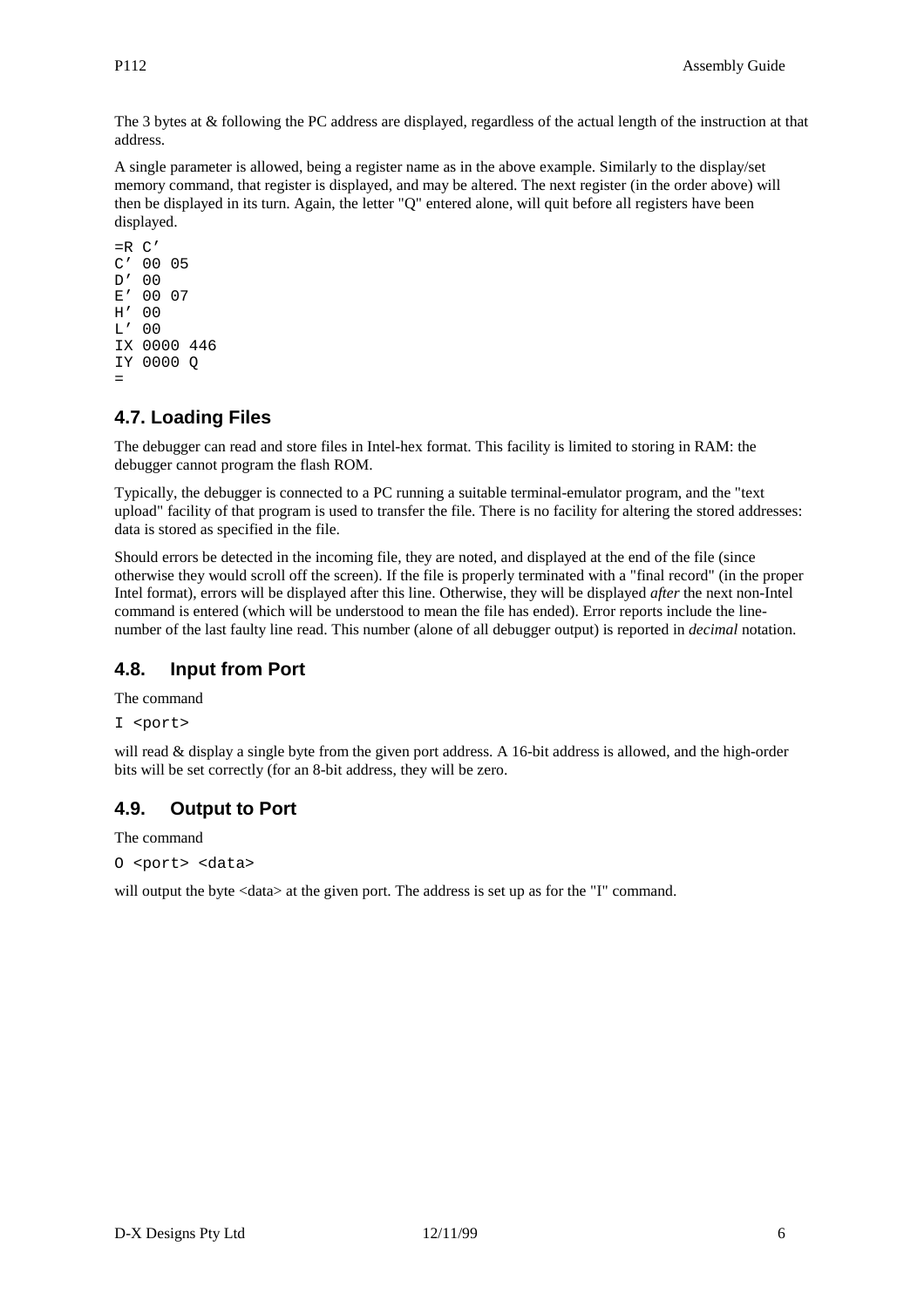The 3 bytes at & following the PC address are displayed, regardless of the actual length of the instruction at that address.

A single parameter is allowed, being a register name as in the above example. Similarly to the display/set memory command, that register is displayed, and may be altered. The next register (in the order above) will then be displayed in its turn. Again, the letter "Q" entered alone, will quit before all registers have been displayed.

```
=R C’
C’ 00 05
D’ 00
E’ 00 07
H’ 00
L’ 00
IX 0000 446
IY 0000 Q
=
```

## 4.7. Loading Files

The debugger can read and store files in Intel-hex format. This facility is limited to storing in RAM: the debugger cannot program the flash ROM.

Typically, the debugger is connected to a PC running a suitable terminal-emulator program, and the "text upload" facility of that program is used to transfer the file. There is no facility for altering the stored addresses: data is stored as specified in the file.

Should errors be detected in the incoming file, they are noted, and displayed at the end of the file (since otherwise they would scroll off the screen). If the file is properly terminated with a "final record" (in the proper Intel format), errors will be displayed after this line. Otherwise, they will be displayed *after* the next non-Intel command is entered (which will be understood to mean the file has ended). Error reports include the line-number of the last faulty line read. This number (alone of all debugger output) is reported in *decimal* notation.

## 4.8. Input from Port

The command

```
I <port>
```

will read & display a single byte from the given port address. A 16-bit address is allowed, and the high-order bits will be set correctly (for an 8-bit address, they will be zero.

## 4.9. Output to Port

The command

```
O <port> <data>
```

will output the byte <data> at the given port. The address is set up as for the "I" command.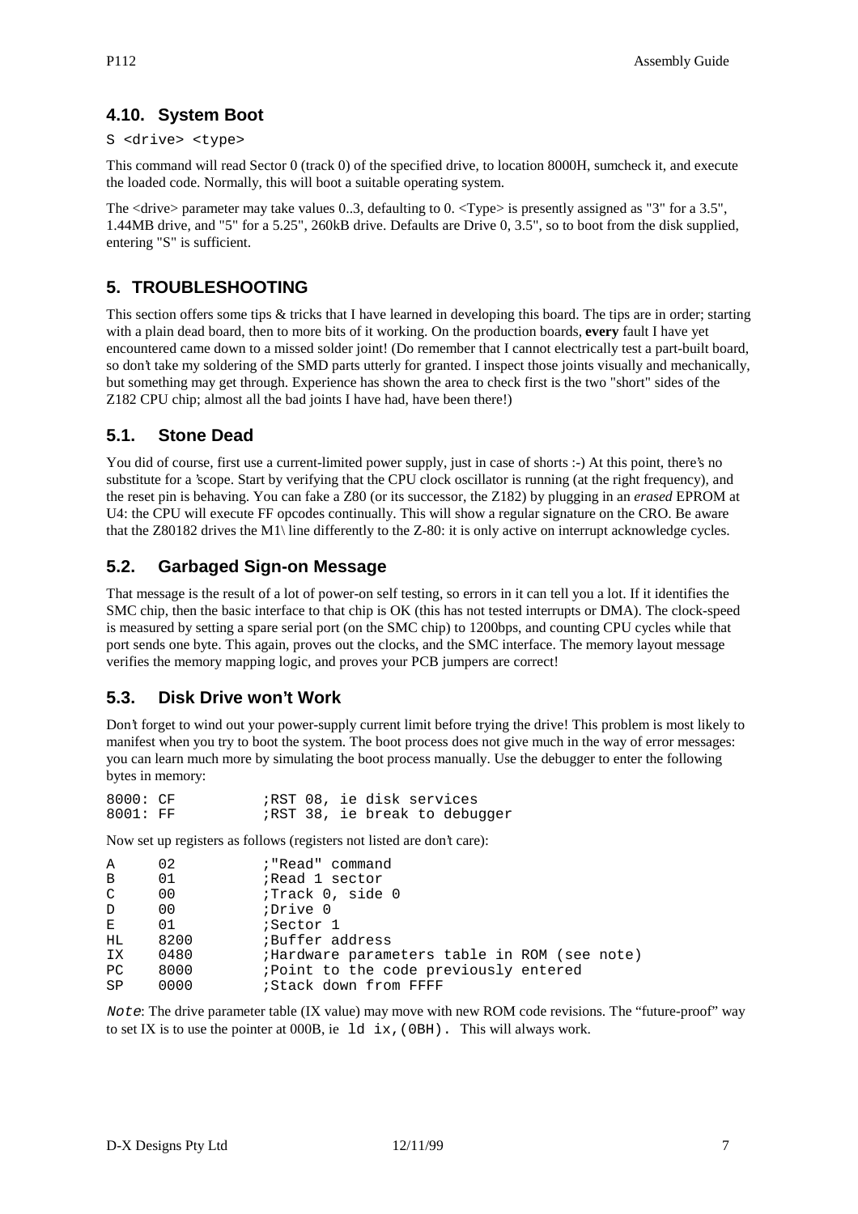### 4.10. System Boot

S <drive> <type>

This command will read Sector 0 (track 0) of the specified drive, to location 8000H, sumcheck it, and execute the loaded code. Normally, this will boot a suitable operating system.

The <drive> parameter may take values 0..3, defaulting to 0. <Type> is presently assigned as "3" for a 3.5", 1.44MB drive, and "5" for a 5.25", 260kB drive. Defaults are Drive 0, 3.5", so to boot from the disk supplied, entering "S" is sufficient.

## 5. TROUBLESHOOTING

This section offers some tips & tricks that I have learned in developing this board. The tips are in order; starting with a plain dead board, then to more bits of it working. On the production boards, **every** fault I have yet encountered came down to a missed solder joint! (Do remember that I cannot electrically test a part-built board, so don't take my soldering of the SMD parts utterly for granted. I inspect those joints visually and mechanically, but something may get through. Experience has shown the area to check first is the two "short" sides of the Z182 CPU chip; almost all the bad joints I have had, have been there!)

### 5.1. Stone Dead

You did of course, first use a current-limited power supply, just in case of shorts :-) At this point, there's no substitute for a 'scope. Start by verifying that the CPU clock oscillator is running (at the right frequency), and the reset pin is behaving. You can fake a Z80 (or its successor, the Z182) by plugging in an *erased* EPROM at U4: the CPU will execute FF opcodes continually. This will show a regular signature on the CRO. Be aware that the Z80182 drives the M1\ line differently to the Z-80: it is only active on interrupt acknowledge cycles.

### 5.2. Garbaged Sign-on Message

That message is the result of a lot of power-on self testing, so errors in it can tell you a lot. If it identifies the SMC chip, then the basic interface to that chip is OK (this has not tested interrupts or DMA). The clock-speed is measured by setting a spare serial port (on the SMC chip) to 1200bps, and counting CPU cycles while that port sends one byte. This again, proves out the clocks, and the SMC interface. The memory layout message verifies the memory mapping logic, and proves your PCB jumpers are correct!

### 5.3. Disk Drive won't Work

Don't forget to wind out your power-supply current limit before trying the drive! This problem is most likely to manifest when you try to boot the system. The boot process does not give much in the way of error messages: you can learn much more by simulating the boot process manually. Use the debugger to enter the following bytes in memory:

```
8000: CF          ;RST 08, ie disk services
8001: FF          ;RST 38, ie break to debugger
```

Now set up registers as follows (registers not listed are don't care):

```
A     02          ;"Read" command
B     01          ;Read 1 sector
C     00          ;Track 0, side 0
D     00          ;Drive 0
E     01          ;Sector 1
HL    8200        ;Buffer address
IX    0480        ;Hardware parameters table in ROM (see note)
PC    8000        ;Point to the code previously entered
SP    0000        ;Stack down from FFFF
```

*Note*: The drive parameter table (IX value) may move with new ROM code revisions. The "future-proof" way to set IX is to use the pointer at 000B, ie `ld ix,(0BH).` This will always work.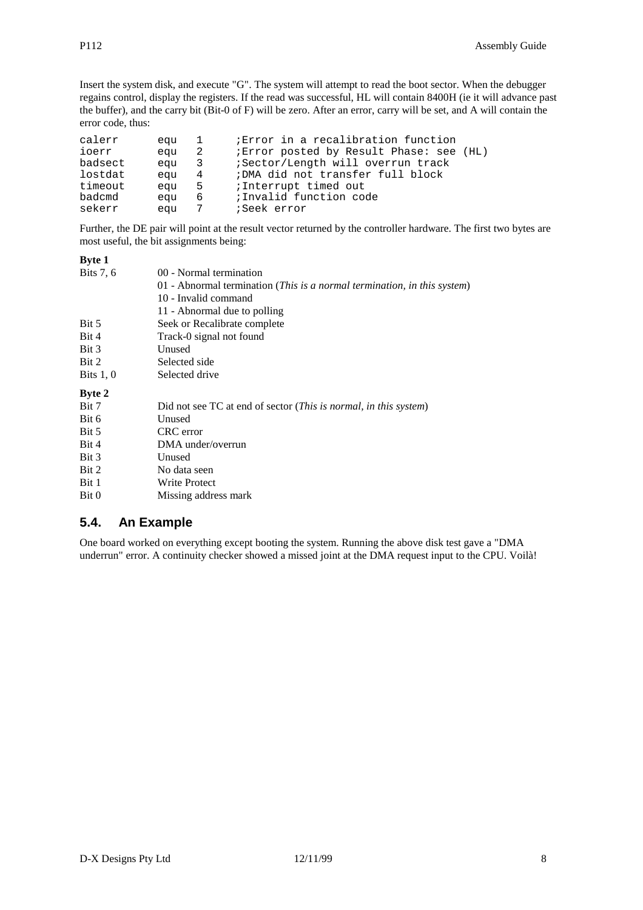Insert the system disk, and execute "G". The system will attempt to read the boot sector. When the debugger regains control, display the registers. If the read was successful, HL will contain 8400H (ie it will advance past the buffer), and the carry bit (Bit-0 of F) will be zero. After an error, carry will be set, and A will contain the error code, thus:

```
calerr      equ   1     ;Error in a recalibration function
ioerr       equ   2     ;Error posted by Result Phase: see (HL)
badsect     equ   3     ;Sector/Length will overrun track
lostdat     equ   4     ;DMA did not transfer full block
timeout     equ   5     ;Interrupt timed out
badcmd      equ   6     ;Invalid function code
sekerr      equ   7     ;Seek error
```

Further, the DE pair will point at the result vector returned by the controller hardware. The first two bytes are most useful, the bit assignments being:

**Byte 1**

| | |
|---|---|
| Bits 7, 6 | 00 - Normal termination |
| | 01 - Abnormal termination (*This is a normal termination, in this system*) |
| | 10 - Invalid command |
| | 11 - Abnormal due to polling |
| Bit 5 | Seek or Recalibrate complete |
| Bit 4 | Track-0 signal not found |
| Bit 3 | Unused |
| Bit 2 | Selected side |
| Bits 1, 0 | Selected drive |

**Byte 2**

| | |
|---|---|
| Bit 7 | Did not see TC at end of sector (*This is normal, in this system*) |
| Bit 6 | Unused |
| Bit 5 | CRC error |
| Bit 4 | DMA under/overrun |
| Bit 3 | Unused |
| Bit 2 | No data seen |
| Bit 1 | Write Protect |
| Bit 0 | Missing address mark |

## 5.4. An Example

One board worked on everything except booting the system. Running the above disk test gave a "DMA underrun" error. A continuity checker showed a missed joint at the DMA request input to the CPU. Voilà!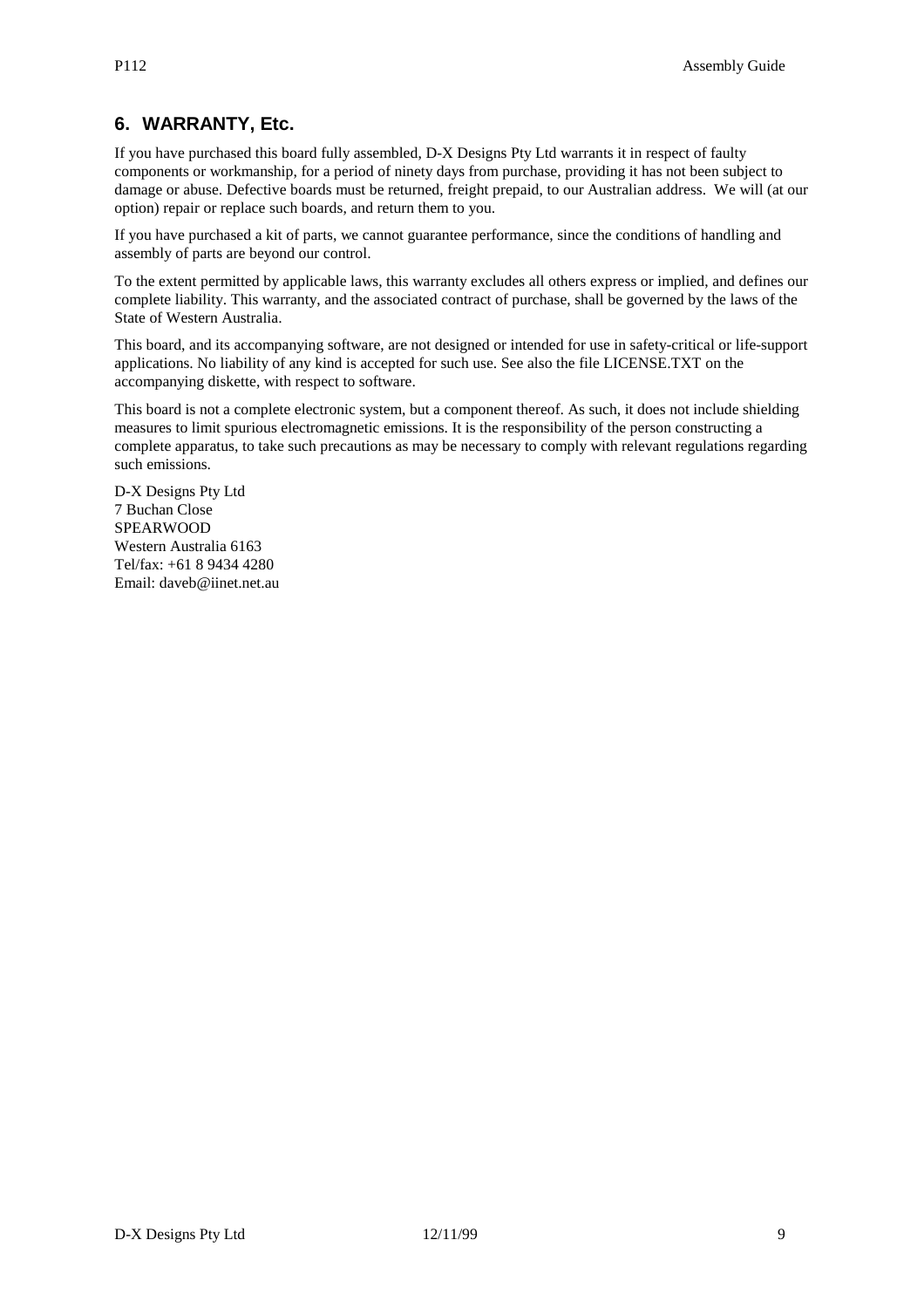## 6. WARRANTY, Etc.

If you have purchased this board fully assembled, D-X Designs Pty Ltd warrants it in respect of faulty components or workmanship, for a period of ninety days from purchase, providing it has not been subject to damage or abuse. Defective boards must be returned, freight prepaid, to our Australian address. We will (at our option) repair or replace such boards, and return them to you.

If you have purchased a kit of parts, we cannot guarantee performance, since the conditions of handling and assembly of parts are beyond our control.

To the extent permitted by applicable laws, this warranty excludes all others express or implied, and defines our complete liability. This warranty, and the associated contract of purchase, shall be governed by the laws of the State of Western Australia.

This board, and its accompanying software, are not designed or intended for use in safety-critical or life-support applications. No liability of any kind is accepted for such use. See also the file LICENSE.TXT on the accompanying diskette, with respect to software.

This board is not a complete electronic system, but a component thereof. As such, it does not include shielding measures to limit spurious electromagnetic emissions. It is the responsibility of the person constructing a complete apparatus, to take such precautions as may be necessary to comply with relevant regulations regarding such emissions.

D-X Designs Pty Ltd
7 Buchan Close
SPEARWOOD
Western Australia 6163
Tel/fax: +61 8 9434 4280
Email: daveb@iinet.net.au